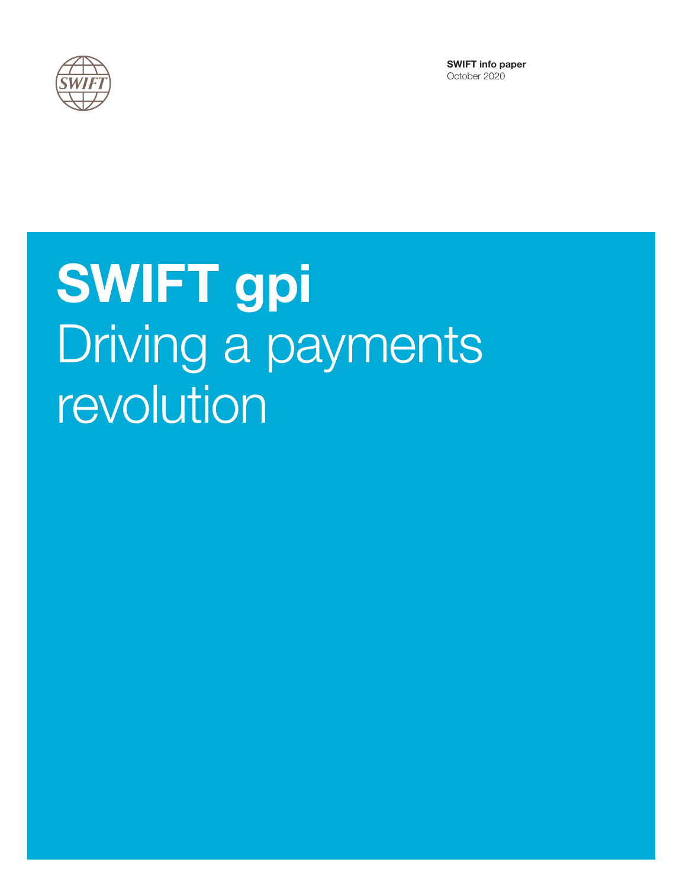**SWIFT info paper**
October 2020

# SWIFT gpi

## Driving a payments revolution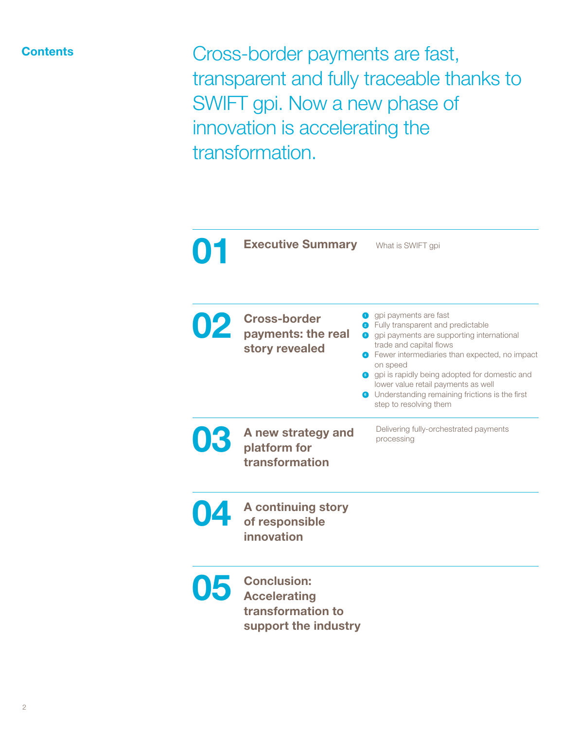## Contents

Cross-border payments are fast, transparent and fully traceable thanks to SWIFT gpi. Now a new phase of innovation is accelerating the transformation.

**01 Executive Summary**

What is SWIFT gpi

**02 Cross-border payments: the real story revealed**

1. gpi payments are fast
2. Fully transparent and predictable
3. gpi payments are supporting international trade and capital flows
4. Fewer intermediaries than expected, no impact on speed
5. gpi is rapidly being adopted for domestic and lower value retail payments as well
6. Understanding remaining frictions is the first step to resolving them

**03 A new strategy and platform for transformation**

Delivering fully-orchestrated payments processing

**04 A continuing story of responsible innovation**

**05 Conclusion: Accelerating transformation to support the industry**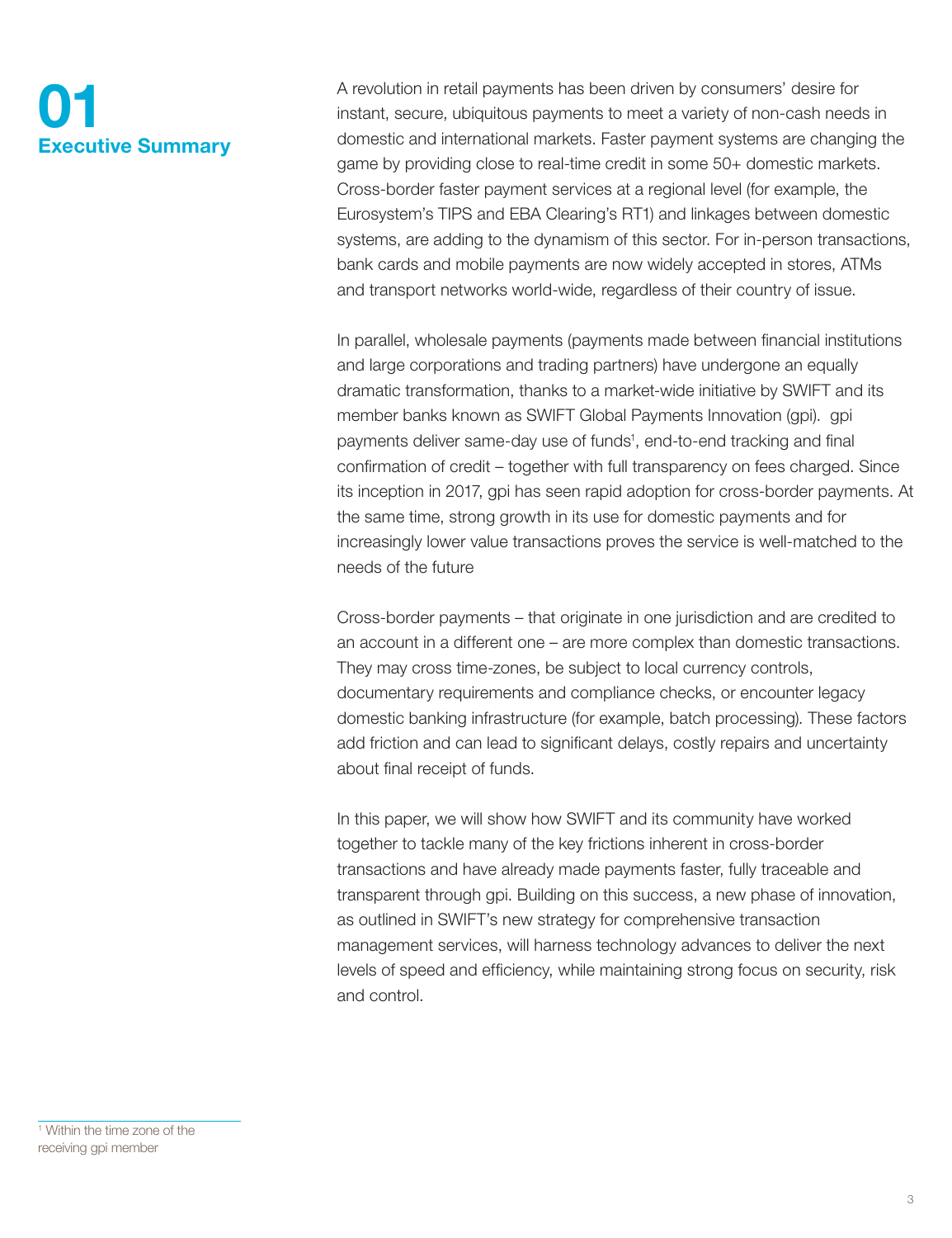# 01 Executive Summary

A revolution in retail payments has been driven by consumers' desire for instant, secure, ubiquitous payments to meet a variety of non-cash needs in domestic and international markets. Faster payment systems are changing the game by providing close to real-time credit in some 50+ domestic markets. Cross-border faster payment services at a regional level (for example, the Eurosystem's TIPS and EBA Clearing's RT1) and linkages between domestic systems, are adding to the dynamism of this sector. For in-person transactions, bank cards and mobile payments are now widely accepted in stores, ATMs and transport networks world-wide, regardless of their country of issue.

In parallel, wholesale payments (payments made between financial institutions and large corporations and trading partners) have undergone an equally dramatic transformation, thanks to a market-wide initiative by SWIFT and its member banks known as SWIFT Global Payments Innovation (gpi). gpi payments deliver same-day use of funds[1], end-to-end tracking and final confirmation of credit – together with full transparency on fees charged. Since its inception in 2017, gpi has seen rapid adoption for cross-border payments. At the same time, strong growth in its use for domestic payments and for increasingly lower value transactions proves the service is well-matched to the needs of the future

Cross-border payments – that originate in one jurisdiction and are credited to an account in a different one – are more complex than domestic transactions. They may cross time-zones, be subject to local currency controls, documentary requirements and compliance checks, or encounter legacy domestic banking infrastructure (for example, batch processing). These factors add friction and can lead to significant delays, costly repairs and uncertainty about final receipt of funds.

In this paper, we will show how SWIFT and its community have worked together to tackle many of the key frictions inherent in cross-border transactions and have already made payments faster, fully traceable and transparent through gpi. Building on this success, a new phase of innovation, as outlined in SWIFT's new strategy for comprehensive transaction management services, will harness technology advances to deliver the next levels of speed and efficiency, while maintaining strong focus on security, risk and control.

[1] Within the time zone of the receiving gpi member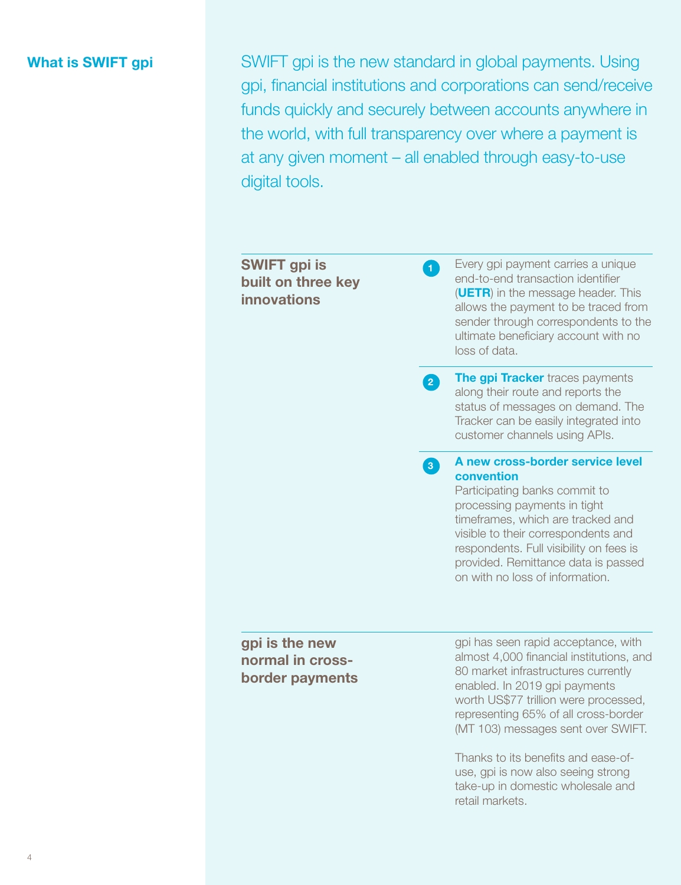## What is SWIFT gpi

SWIFT gpi is the new standard in global payments. Using gpi, financial institutions and corporations can send/receive funds quickly and securely between accounts anywhere in the world, with full transparency over where a payment is at any given moment – all enabled through easy-to-use digital tools.

### SWIFT gpi is built on three key innovations

1. Every gpi payment carries a unique end-to-end transaction identifier (**UETR**) in the message header. This allows the payment to be traced from sender through correspondents to the ultimate beneficiary account with no loss of data.

2. **The gpi Tracker** traces payments along their route and reports the status of messages on demand. The Tracker can be easily integrated into customer channels using APIs.

3. **A new cross-border service level convention**
Participating banks commit to processing payments in tight timeframes, which are tracked and visible to their correspondents and respondents. Full visibility on fees is provided. Remittance data is passed on with no loss of information.

### gpi is the new normal in cross-border payments

gpi has seen rapid acceptance, with almost 4,000 financial institutions, and 80 market infrastructures currently enabled. In 2019 gpi payments worth US$77 trillion were processed, representing 65% of all cross-border (MT 103) messages sent over SWIFT.

Thanks to its benefits and ease-of-use, gpi is now also seeing strong take-up in domestic wholesale and retail markets.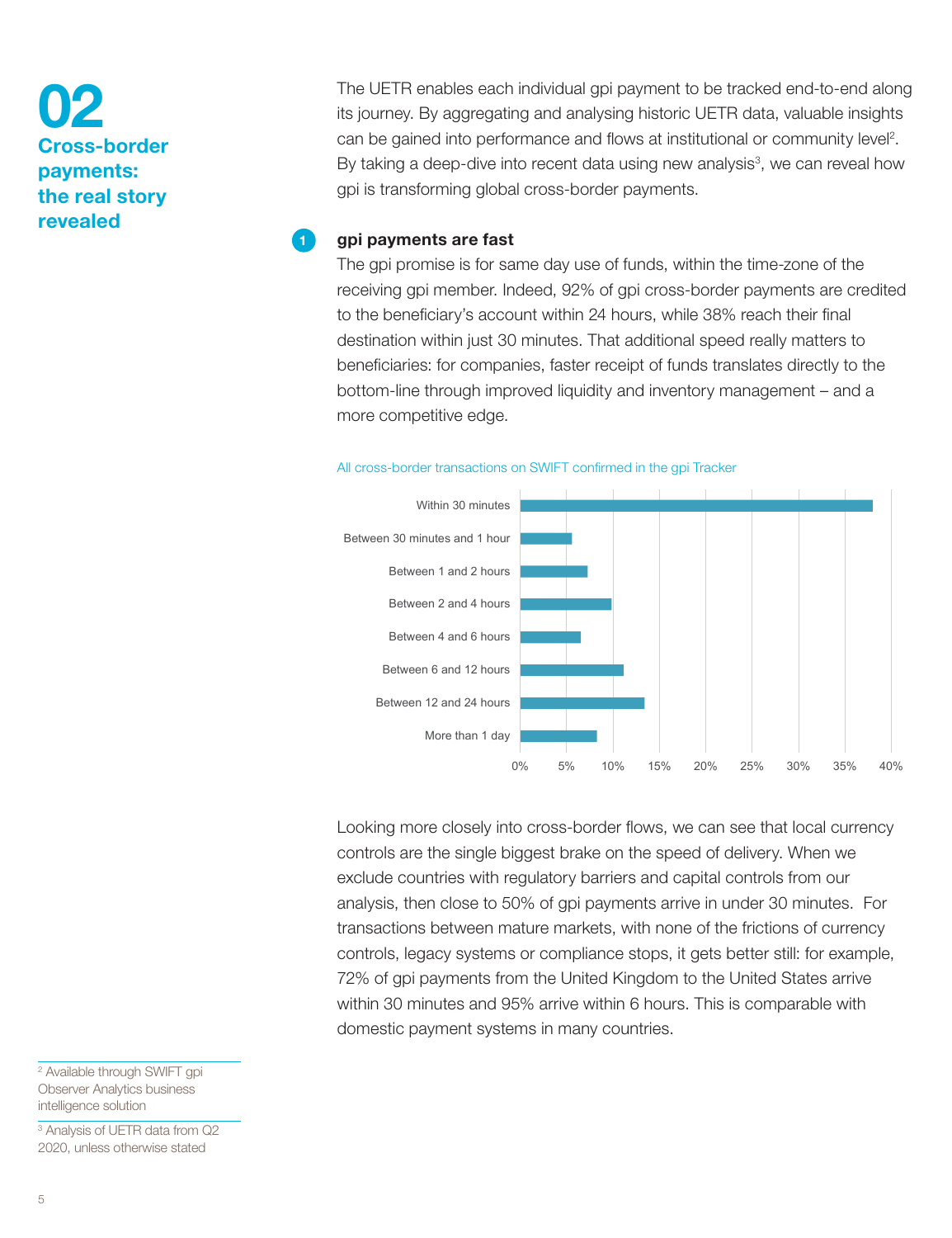# 02 Cross-border payments: the real story revealed

The UETR enables each individual gpi payment to be tracked end-to-end along its journey. By aggregating and analysing historic UETR data, valuable insights can be gained into performance and flows at institutional or community level[2]. By taking a deep-dive into recent data using new analysis[3], we can reveal how gpi is transforming global cross-border payments.

## 1 gpi payments are fast

The gpi promise is for same day use of funds, within the time-zone of the receiving gpi member. Indeed, 92% of gpi cross-border payments are credited to the beneficiary's account within 24 hours, while 38% reach their final destination within just 30 minutes. That additional speed really matters to beneficiaries: for companies, faster receipt of funds translates directly to the bottom-line through improved liquidity and inventory management – and a more competitive edge.

All cross-border transactions on SWIFT confirmed in the gpi Tracker

| Time to credit | Share of transactions (approx.) |
| --- | --- |
| Within 30 minutes | 38% |
| Between 30 minutes and 1 hour | 5.5% |
| Between 1 and 2 hours | 7% |
| Between 2 and 4 hours | 10% |
| Between 4 and 6 hours | 6.5% |
| Between 6 and 12 hours | 11% |
| Between 12 and 24 hours | 13.5% |
| More than 1 day | 8% |

Looking more closely into cross-border flows, we can see that local currency controls are the single biggest brake on the speed of delivery. When we exclude countries with regulatory barriers and capital controls from our analysis, then close to 50% of gpi payments arrive in under 30 minutes. For transactions between mature markets, with none of the frictions of currency controls, legacy systems or compliance stops, it gets better still: for example, 72% of gpi payments from the United Kingdom to the United States arrive within 30 minutes and 95% arrive within 6 hours. This is comparable with domestic payment systems in many countries.

[2] Available through SWIFT gpi Observer Analytics business intelligence solution

[3] Analysis of UETR data from Q2 2020, unless otherwise stated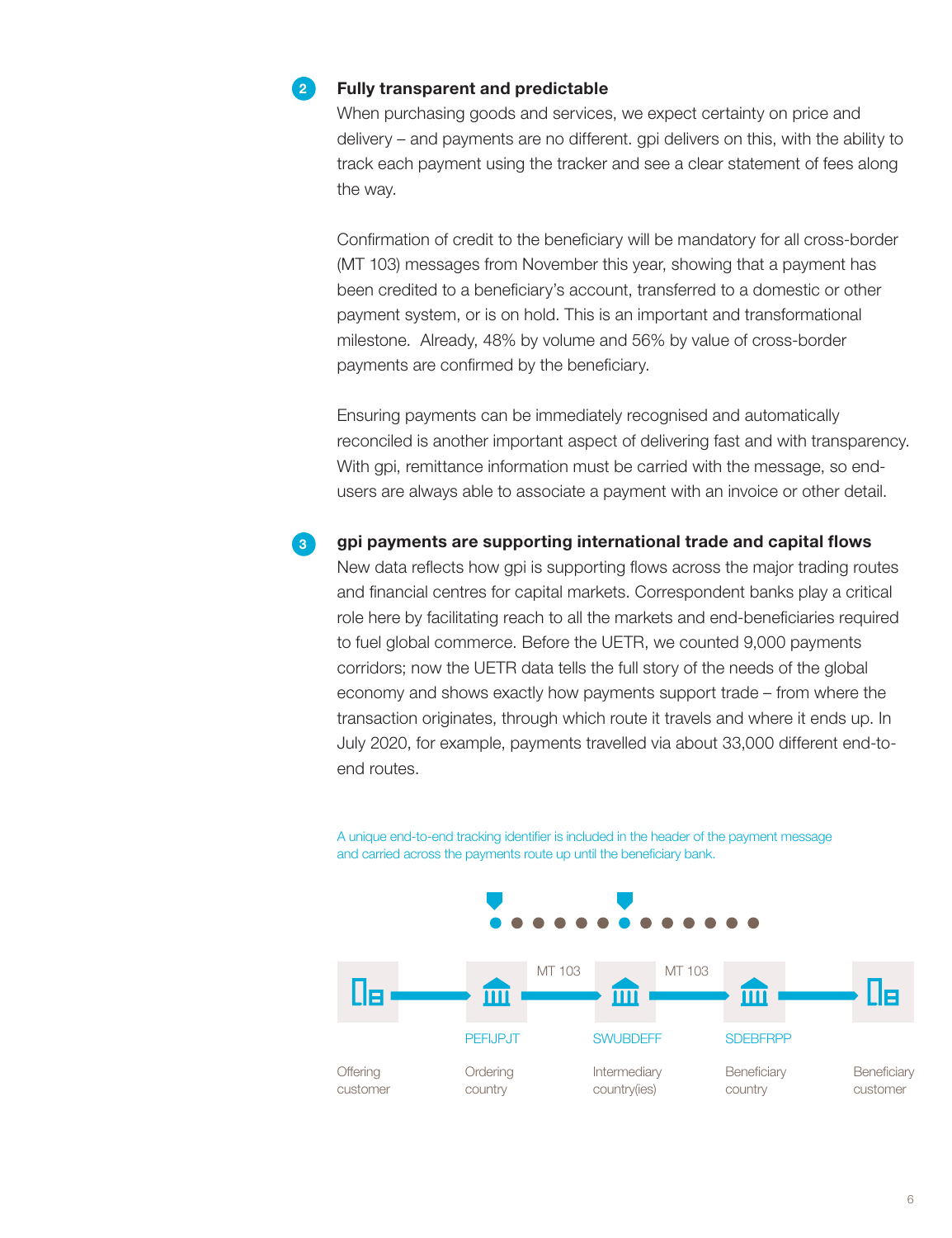## 2 Fully transparent and predictable

When purchasing goods and services, we expect certainty on price and delivery – and payments are no different. gpi delivers on this, with the ability to track each payment using the tracker and see a clear statement of fees along the way.

Confirmation of credit to the beneficiary will be mandatory for all cross-border (MT 103) messages from November this year, showing that a payment has been credited to a beneficiary's account, transferred to a domestic or other payment system, or is on hold. This is an important and transformational milestone. Already, 48% by volume and 56% by value of cross-border payments are confirmed by the beneficiary.

Ensuring payments can be immediately recognised and automatically reconciled is another important aspect of delivering fast and with transparency. With gpi, remittance information must be carried with the message, so end-users are always able to associate a payment with an invoice or other detail.

## 3 gpi payments are supporting international trade and capital flows

New data reflects how gpi is supporting flows across the major trading routes and financial centres for capital markets. Correspondent banks play a critical role here by facilitating reach to all the markets and end-beneficiaries required to fuel global commerce. Before the UETR, we counted 9,000 payments corridors; now the UETR data tells the full story of the needs of the global economy and shows exactly how payments support trade – from where the transaction originates, through which route it travels and where it ends up. In July 2020, for example, payments travelled via about 33,000 different end-to-end routes.

A unique end-to-end tracking identifier is included in the header of the payment message and carried across the payments route up until the beneficiary bank.

Offering customer → PEFIJPJT (Ordering country) → MT 103 → SWUBDEFF (Intermediary country(ies)) → MT 103 → SDEBFRPP (Beneficiary country) → Beneficiary customer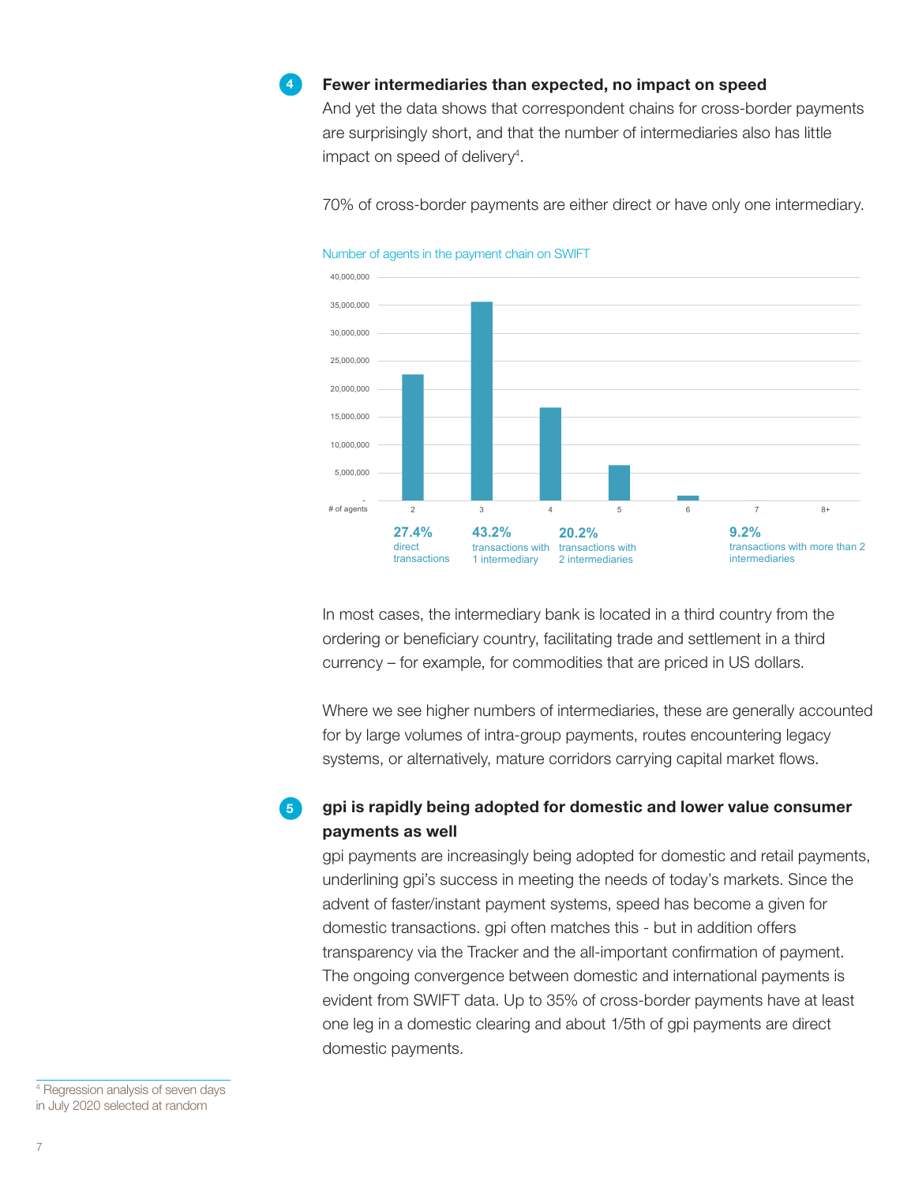## 4 Fewer intermediaries than expected, no impact on speed

And yet the data shows that correspondent chains for cross-border payments are surprisingly short, and that the number of intermediaries also has little impact on speed of delivery[4].

70% of cross-border payments are either direct or have only one intermediary.

Number of agents in the payment chain on SWIFT

| # of agents | 2 | 3 | 4 | 5 | 6 | 7 | 8+ |
|---|---|---|---|---|---|---|---|
| Share | 27.4% direct transactions | 43.2% transactions with 1 intermediary | 20.2% transactions with 2 intermediaries | 9.2% transactions with more than 2 intermediaries | | | |

In most cases, the intermediary bank is located in a third country from the ordering or beneficiary country, facilitating trade and settlement in a third currency – for example, for commodities that are priced in US dollars.

Where we see higher numbers of intermediaries, these are generally accounted for by large volumes of intra-group payments, routes encountering legacy systems, or alternatively, mature corridors carrying capital market flows.

## 5 gpi is rapidly being adopted for domestic and lower value consumer payments as well

gpi payments are increasingly being adopted for domestic and retail payments, underlining gpi's success in meeting the needs of today's markets. Since the advent of faster/instant payment systems, speed has become a given for domestic transactions. gpi often matches this - but in addition offers transparency via the Tracker and the all-important confirmation of payment. The ongoing convergence between domestic and international payments is evident from SWIFT data. Up to 35% of cross-border payments have at least one leg in a domestic clearing and about 1/5th of gpi payments are direct domestic payments.

[4] Regression analysis of seven days in July 2020 selected at random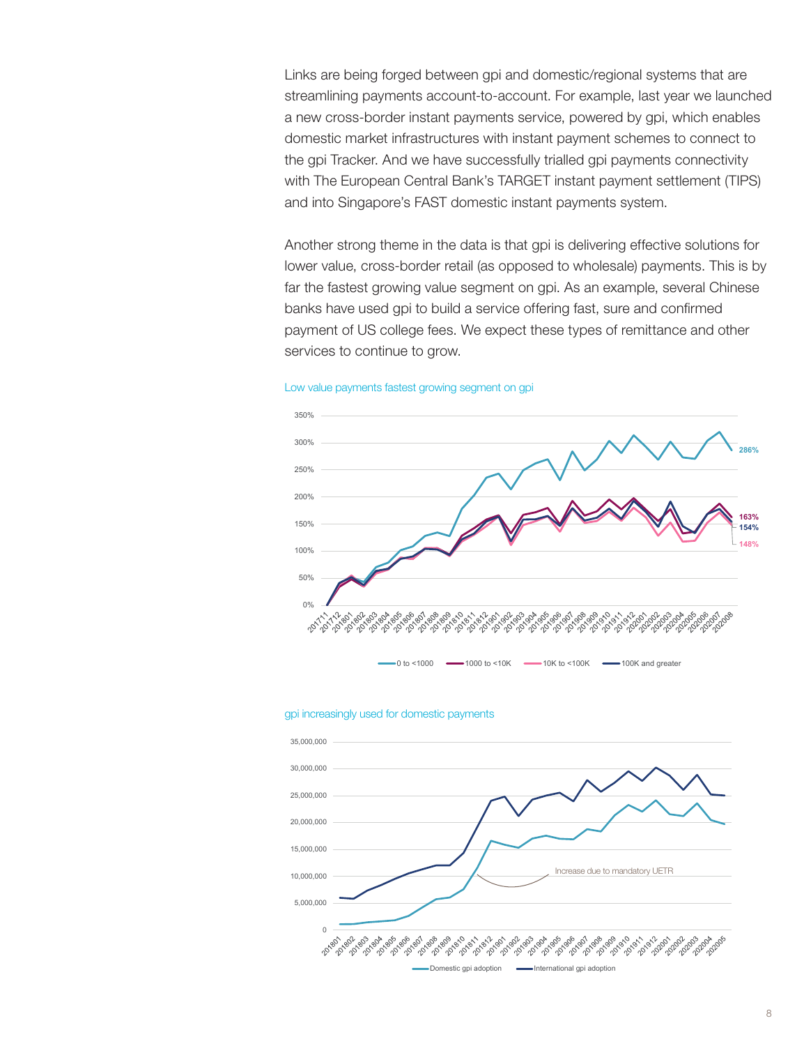Links are being forged between gpi and domestic/regional systems that are streamlining payments account-to-account. For example, last year we launched a new cross-border instant payments service, powered by gpi, which enables domestic market infrastructures with instant payment schemes to connect to the gpi Tracker. And we have successfully trialled gpi payments connectivity with The European Central Bank's TARGET instant payment settlement (TIPS) and into Singapore's FAST domestic instant payments system.

Another strong theme in the data is that gpi is delivering effective solutions for lower value, cross-border retail (as opposed to wholesale) payments. This is by far the fastest growing value segment on gpi. As an example, several Chinese banks have used gpi to build a service offering fast, sure and confirmed payment of US college fees. We expect these types of remittance and other services to continue to grow.

Low value payments fastest growing segment on gpi

gpi increasingly used for domestic payments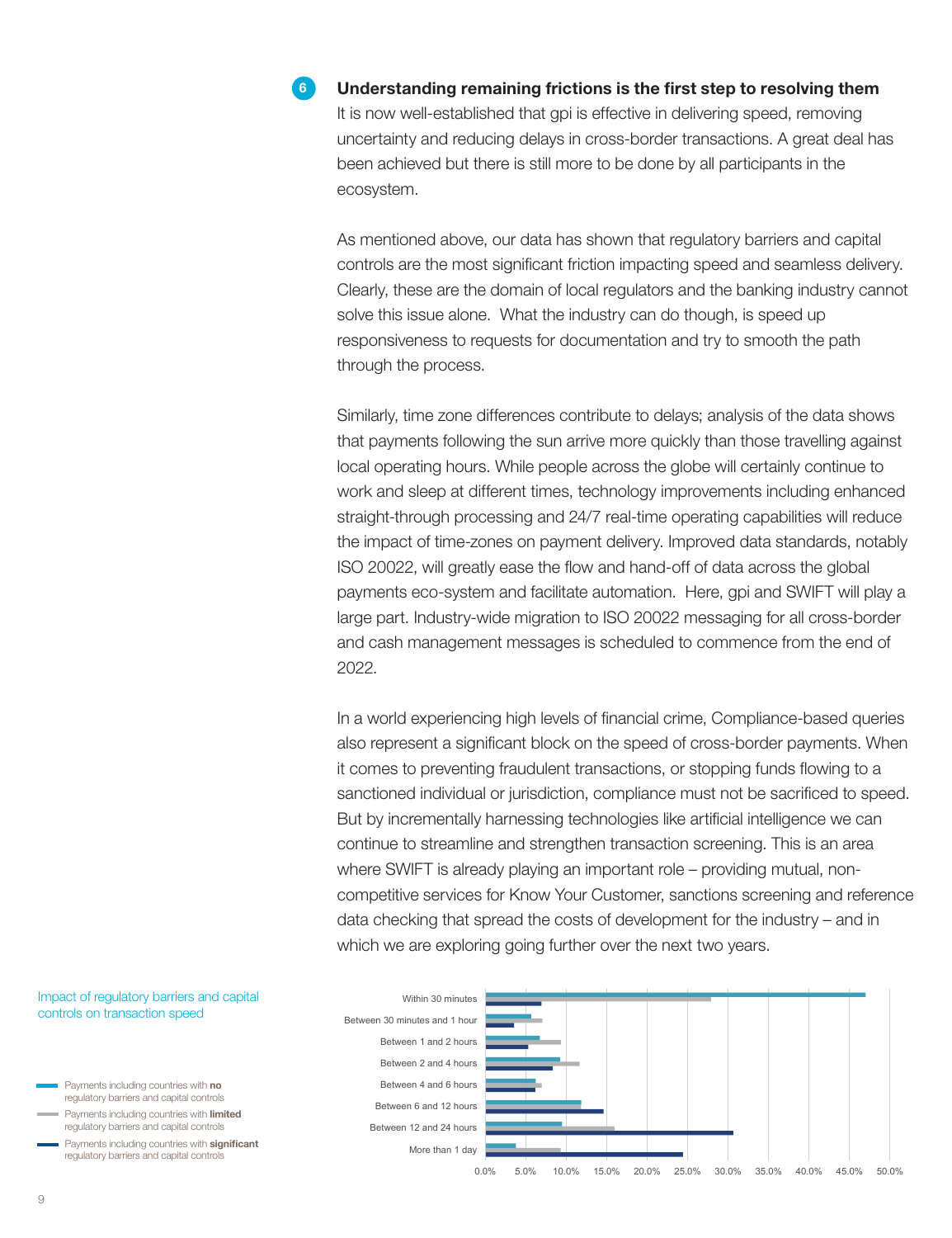## 6 Understanding remaining frictions is the first step to resolving them

It is now well-established that gpi is effective in delivering speed, removing uncertainty and reducing delays in cross-border transactions. A great deal has been achieved but there is still more to be done by all participants in the ecosystem.

As mentioned above, our data has shown that regulatory barriers and capital controls are the most significant friction impacting speed and seamless delivery. Clearly, these are the domain of local regulators and the banking industry cannot solve this issue alone. What the industry can do though, is speed up responsiveness to requests for documentation and try to smooth the path through the process.

Similarly, time zone differences contribute to delays; analysis of the data shows that payments following the sun arrive more quickly than those travelling against local operating hours. While people across the globe will certainly continue to work and sleep at different times, technology improvements including enhanced straight-through processing and 24/7 real-time operating capabilities will reduce the impact of time-zones on payment delivery. Improved data standards, notably ISO 20022, will greatly ease the flow and hand-off of data across the global payments eco-system and facilitate automation. Here, gpi and SWIFT will play a large part. Industry-wide migration to ISO 20022 messaging for all cross-border and cash management messages is scheduled to commence from the end of 2022.

In a world experiencing high levels of financial crime, Compliance-based queries also represent a significant block on the speed of cross-border payments. When it comes to preventing fraudulent transactions, or stopping funds flowing to a sanctioned individual or jurisdiction, compliance must not be sacrificed to speed. But by incrementally harnessing technologies like artificial intelligence we can continue to streamline and strengthen transaction screening. This is an area where SWIFT is already playing an important role – providing mutual, non-competitive services for Know Your Customer, sanctions screening and reference data checking that spread the costs of development for the industry – and in which we are exploring going further over the next two years.

Impact of regulatory barriers and capital controls on transaction speed

- Payments including countries with **no** regulatory barriers and capital controls
- Payments including countries with **limited** regulatory barriers and capital controls
- Payments including countries with **significant** regulatory barriers and capital controls

| | No | Limited | Significant |
|---|---|---|---|
| Within 30 minutes | ~47% | ~28% | ~7% |
| Between 30 minutes and 1 hour | ~5.5% | ~7% | ~3.5% |
| Between 1 and 2 hours | ~6.5% | ~9% | ~5% |
| Between 2 and 4 hours | ~9% | ~11.5% | ~8% |
| Between 4 and 6 hours | ~6% | ~7% | ~6% |
| Between 6 and 12 hours | ~12% | ~12% | ~14.5% |
| Between 12 and 24 hours | ~9.5% | ~16% | ~30.5% |
| More than 1 day | ~3.5% | ~9% | ~24.5% |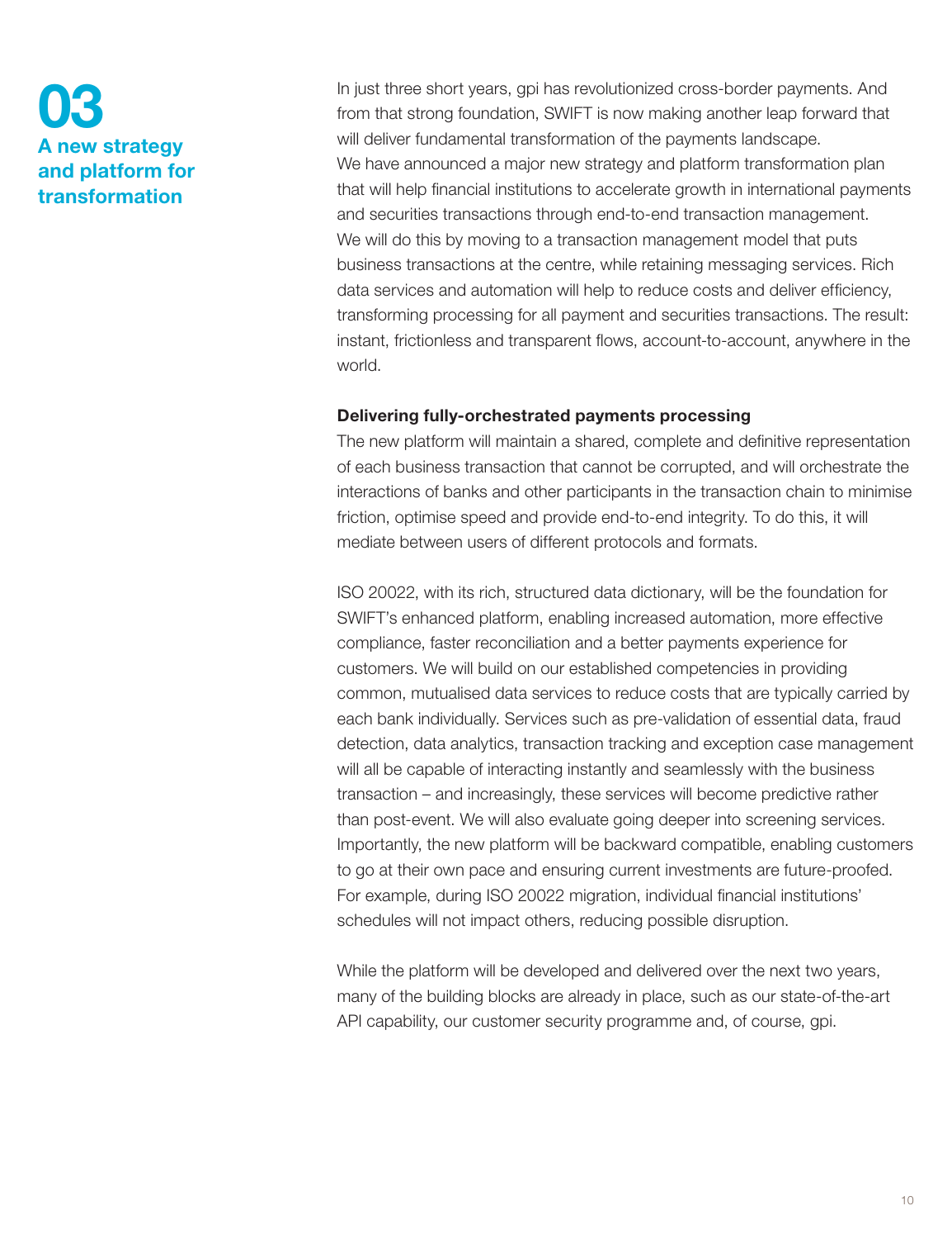# 03 A new strategy and platform for transformation

In just three short years, gpi has revolutionized cross-border payments. And from that strong foundation, SWIFT is now making another leap forward that will deliver fundamental transformation of the payments landscape. We have announced a major new strategy and platform transformation plan that will help financial institutions to accelerate growth in international payments and securities transactions through end-to-end transaction management. We will do this by moving to a transaction management model that puts business transactions at the centre, while retaining messaging services. Rich data services and automation will help to reduce costs and deliver efficiency, transforming processing for all payment and securities transactions. The result: instant, frictionless and transparent flows, account-to-account, anywhere in the world.

**Delivering fully-orchestrated payments processing**

The new platform will maintain a shared, complete and definitive representation of each business transaction that cannot be corrupted, and will orchestrate the interactions of banks and other participants in the transaction chain to minimise friction, optimise speed and provide end-to-end integrity. To do this, it will mediate between users of different protocols and formats.

ISO 20022, with its rich, structured data dictionary, will be the foundation for SWIFT's enhanced platform, enabling increased automation, more effective compliance, faster reconciliation and a better payments experience for customers. We will build on our established competencies in providing common, mutualised data services to reduce costs that are typically carried by each bank individually. Services such as pre-validation of essential data, fraud detection, data analytics, transaction tracking and exception case management will all be capable of interacting instantly and seamlessly with the business transaction – and increasingly, these services will become predictive rather than post-event. We will also evaluate going deeper into screening services. Importantly, the new platform will be backward compatible, enabling customers to go at their own pace and ensuring current investments are future-proofed. For example, during ISO 20022 migration, individual financial institutions' schedules will not impact others, reducing possible disruption.

While the platform will be developed and delivered over the next two years, many of the building blocks are already in place, such as our state-of-the-art API capability, our customer security programme and, of course, gpi.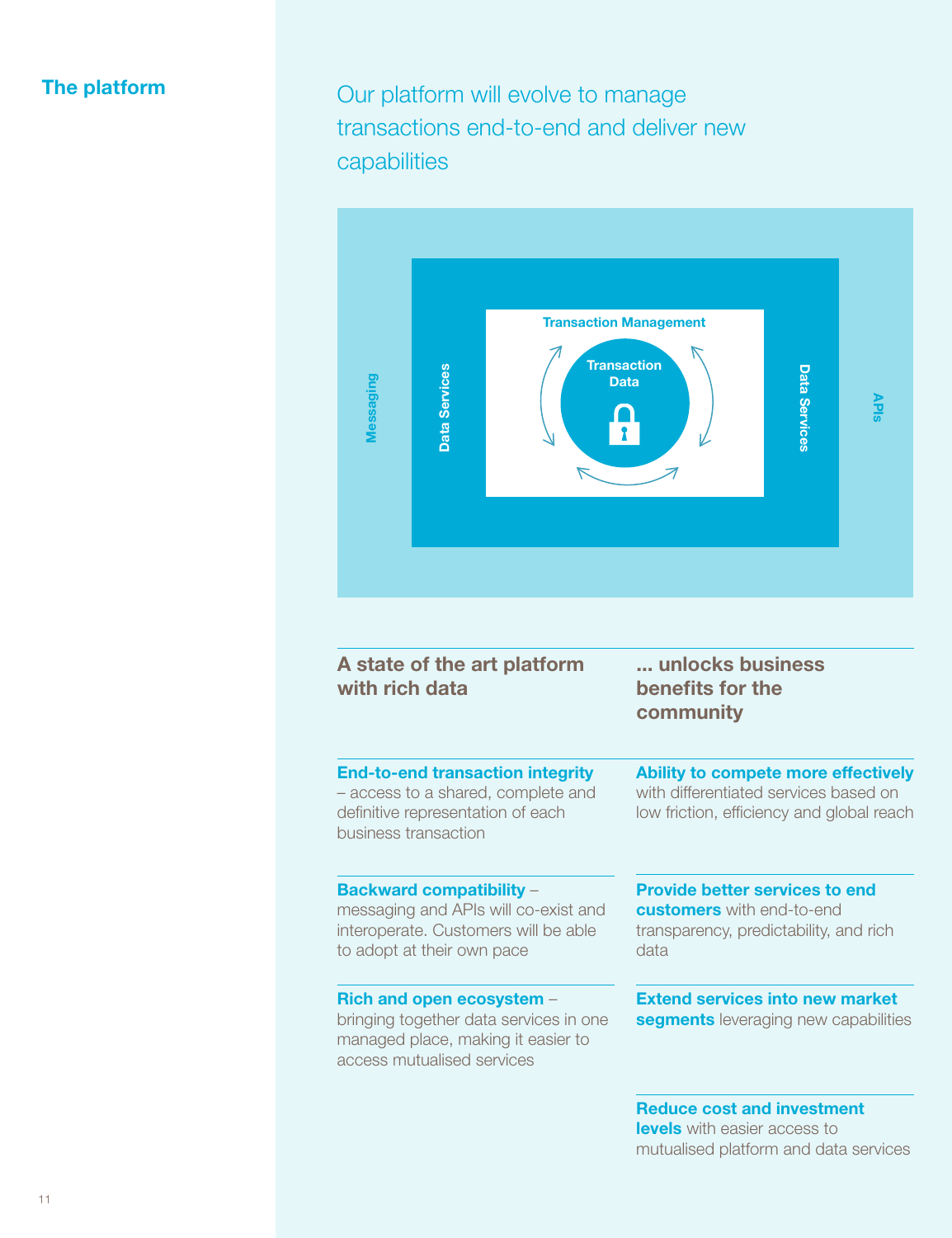## The platform

Our platform will evolve to manage transactions end-to-end and deliver new capabilities

Messaging

Data Services

Transaction Management

Transaction Data

Data Services

APIs

### A state of the art platform with rich data

**End-to-end transaction integrity** – access to a shared, complete and definitive representation of each business transaction

**Backward compatibility** – messaging and APIs will co-exist and interoperate. Customers will be able to adopt at their own pace

**Rich and open ecosystem** – bringing together data services in one managed place, making it easier to access mutualised services

### ... unlocks business benefits for the community

**Ability to compete more effectively** with differentiated services based on low friction, efficiency and global reach

**Provide better services to end customers** with end-to-end transparency, predictability, and rich data

**Extend services into new market segments** leveraging new capabilities

**Reduce cost and investment levels** with easier access to mutualised platform and data services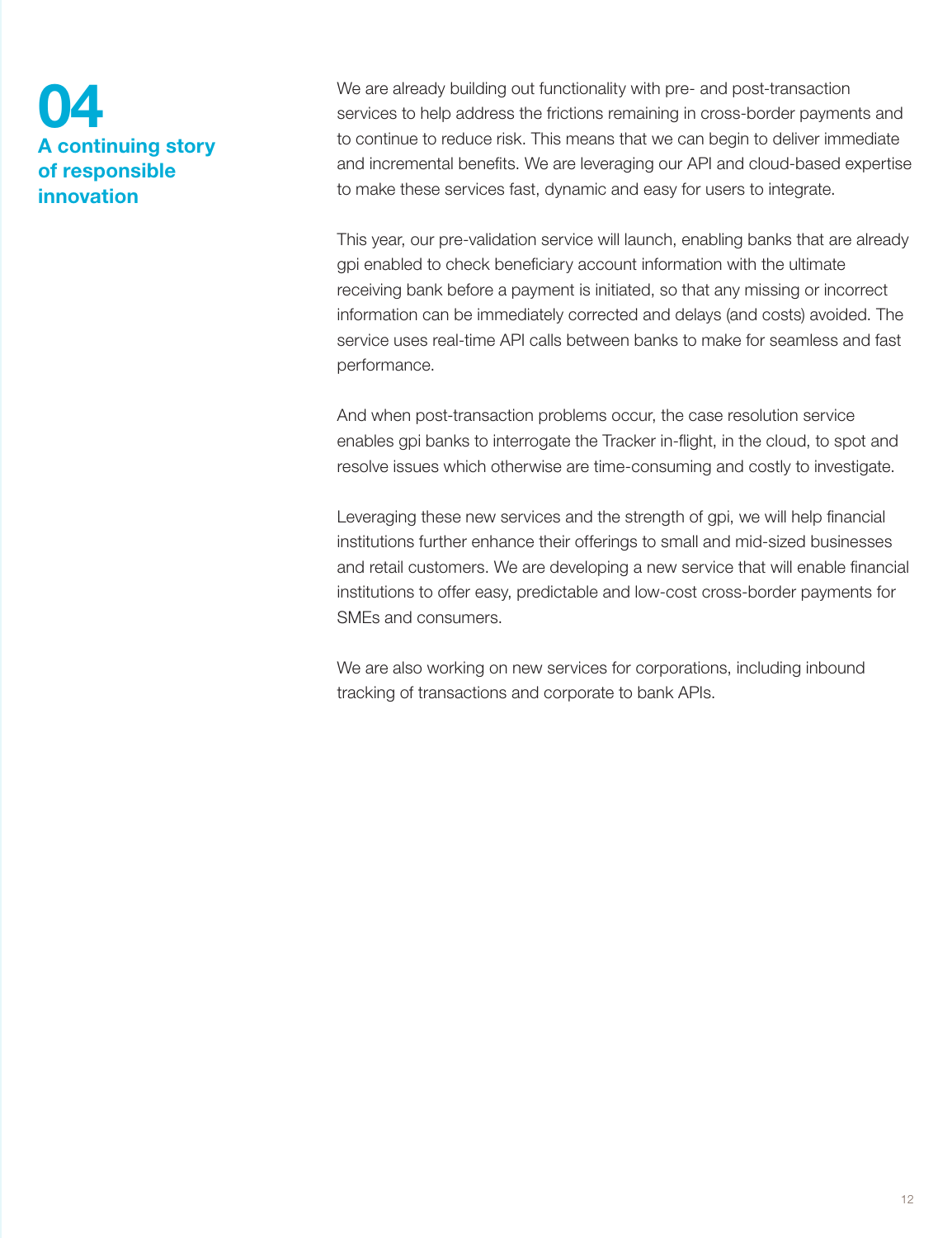# 04 A continuing story of responsible innovation

We are already building out functionality with pre- and post-transaction services to help address the frictions remaining in cross-border payments and to continue to reduce risk. This means that we can begin to deliver immediate and incremental benefits. We are leveraging our API and cloud-based expertise to make these services fast, dynamic and easy for users to integrate.

This year, our pre-validation service will launch, enabling banks that are already gpi enabled to check beneficiary account information with the ultimate receiving bank before a payment is initiated, so that any missing or incorrect information can be immediately corrected and delays (and costs) avoided. The service uses real-time API calls between banks to make for seamless and fast performance.

And when post-transaction problems occur, the case resolution service enables gpi banks to interrogate the Tracker in-flight, in the cloud, to spot and resolve issues which otherwise are time-consuming and costly to investigate.

Leveraging these new services and the strength of gpi, we will help financial institutions further enhance their offerings to small and mid-sized businesses and retail customers. We are developing a new service that will enable financial institutions to offer easy, predictable and low-cost cross-border payments for SMEs and consumers.

We are also working on new services for corporations, including inbound tracking of transactions and corporate to bank APIs.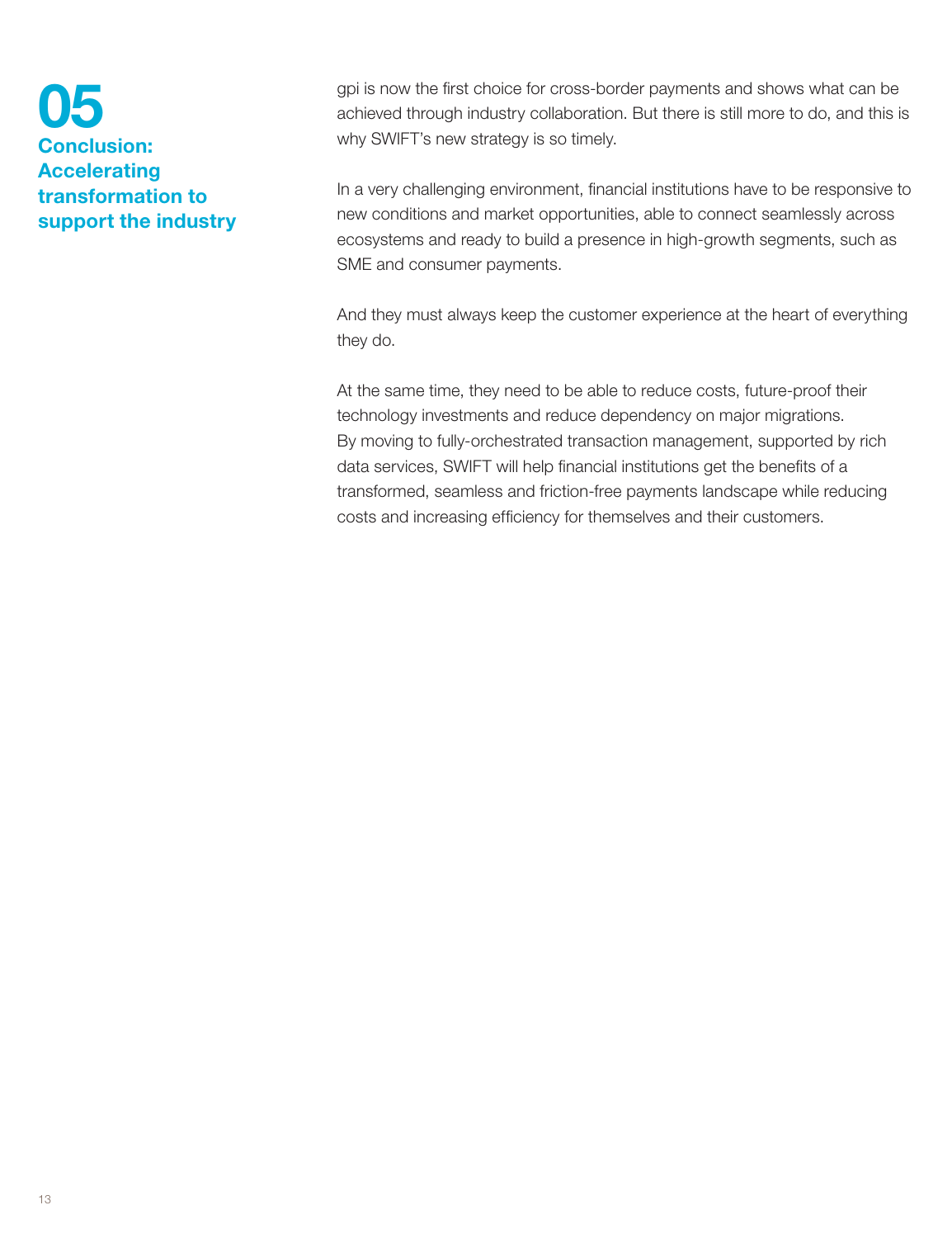# 05 Conclusion: Accelerating transformation to support the industry

gpi is now the first choice for cross-border payments and shows what can be achieved through industry collaboration. But there is still more to do, and this is why SWIFT's new strategy is so timely.

In a very challenging environment, financial institutions have to be responsive to new conditions and market opportunities, able to connect seamlessly across ecosystems and ready to build a presence in high-growth segments, such as SME and consumer payments.

And they must always keep the customer experience at the heart of everything they do.

At the same time, they need to be able to reduce costs, future-proof their technology investments and reduce dependency on major migrations. By moving to fully-orchestrated transaction management, supported by rich data services, SWIFT will help financial institutions get the benefits of a transformed, seamless and friction-free payments landscape while reducing costs and increasing efficiency for themselves and their customers.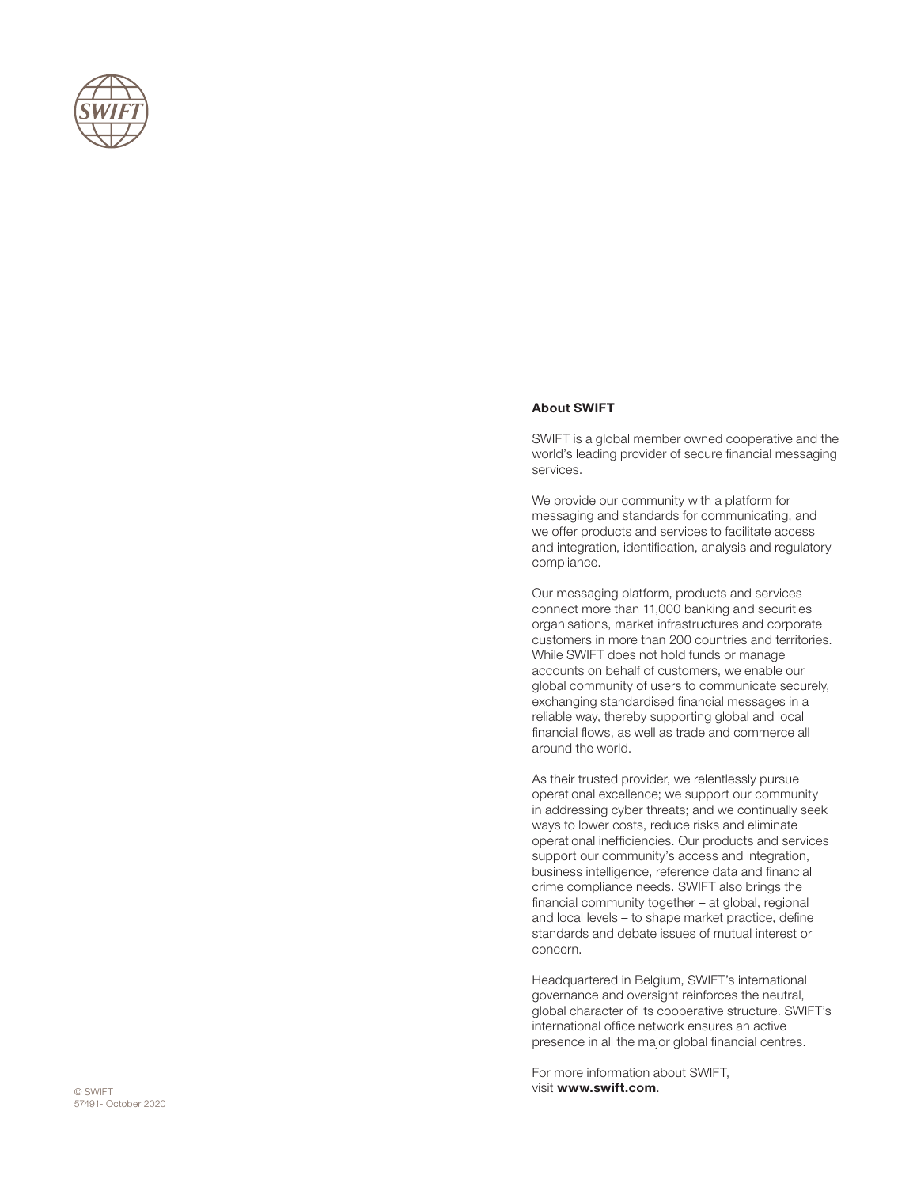## About SWIFT

SWIFT is a global member owned cooperative and the world's leading provider of secure financial messaging services.

We provide our community with a platform for messaging and standards for communicating, and we offer products and services to facilitate access and integration, identification, analysis and regulatory compliance.

Our messaging platform, products and services connect more than 11,000 banking and securities organisations, market infrastructures and corporate customers in more than 200 countries and territories. While SWIFT does not hold funds or manage accounts on behalf of customers, we enable our global community of users to communicate securely, exchanging standardised financial messages in a reliable way, thereby supporting global and local financial flows, as well as trade and commerce all around the world.

As their trusted provider, we relentlessly pursue operational excellence; we support our community in addressing cyber threats; and we continually seek ways to lower costs, reduce risks and eliminate operational inefficiencies. Our products and services support our community's access and integration, business intelligence, reference data and financial crime compliance needs. SWIFT also brings the financial community together – at global, regional and local levels – to shape market practice, define standards and debate issues of mutual interest or concern.

Headquartered in Belgium, SWIFT's international governance and oversight reinforces the neutral, global character of its cooperative structure. SWIFT's international office network ensures an active presence in all the major global financial centres.

For more information about SWIFT, visit **www.swift.com**.

© SWIFT
57491- October 2020